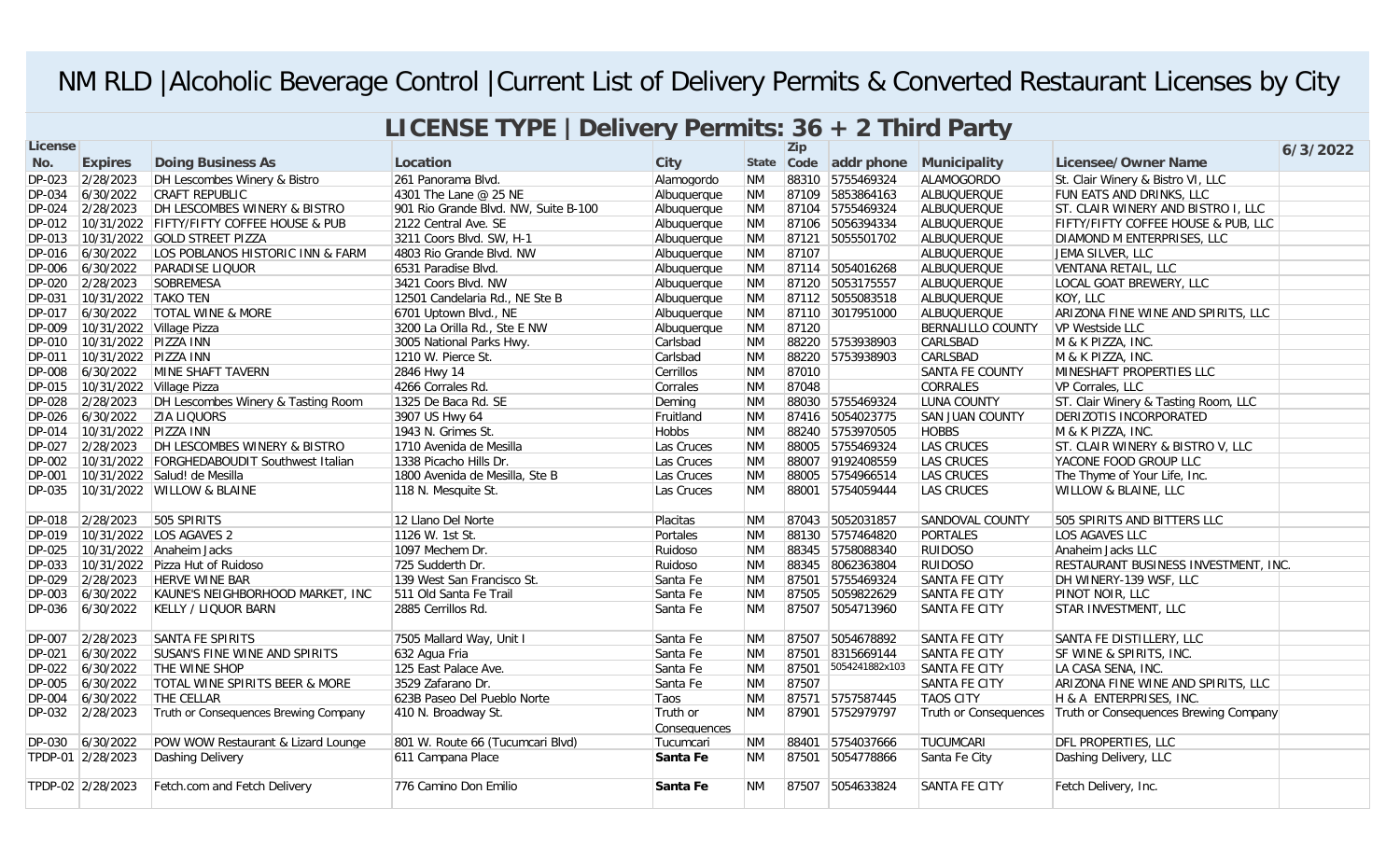# NM RLD |Alcoholic Beverage Control |Current List of Delivery Permits & Converted Restaurant Licenses by City

## LICENSE TYPE | Delivery Permits: 36 + 2 Third Party

| License No. | Expires | Doing Business As | Location | City | State | Zip Code | addr phone | Municipality | Licensee/Owner Name | 6/3/2022 |
|---|---|---|---|---|---|---|---|---|---|---|
| DP-023 | 2/28/2023 | DH Lescombes Winery & Bistro | 261 Panorama Blvd. | Alamogordo | NM | 88310 | 5755469324 | ALAMOGORDO | St. Clair Winery & Bistro VI, LLC | |
| DP-034 | 6/30/2022 | CRAFT REPUBLIC | 4301 The Lane @ 25 NE | Albuquerque | NM | 87109 | 5853864163 | ALBUQUERQUE | FUN EATS AND DRINKS, LLC | |
| DP-024 | 2/28/2023 | DH LESCOMBES WINERY & BISTRO | 901 Rio Grande Blvd. NW, Suite B-100 | Albuquerque | NM | 87104 | 5755469324 | ALBUQUERQUE | ST. CLAIR WINERY AND BISTRO I, LLC | |
| DP-012 | 10/31/2022 | FIFTY/FIFTY COFFEE HOUSE & PUB | 2122 Central Ave. SE | Albuquerque | NM | 87106 | 5056394334 | ALBUQUERQUE | FIFTY/FIFTY COFFEE HOUSE & PUB, LLC | |
| DP-013 | 10/31/2022 | GOLD STREET PIZZA | 3211 Coors Blvd. SW, H-1 | Albuquerque | NM | 87121 | 5055501702 | ALBUQUERQUE | DIAMOND M ENTERPRISES, LLC | |
| DP-016 | 6/30/2022 | LOS POBLANOS HISTORIC INN & FARM | 4803 Rio Grande Blvd. NW | Albuquerque | NM | 87107 | | ALBUQUERQUE | JEMA SILVER, LLC | |
| DP-006 | 6/30/2022 | PARADISE LIQUOR | 6531 Paradise Blvd. | Albuquerque | NM | 87114 | 5054016268 | ALBUQUERQUE | VENTANA RETAIL, LLC | |
| DP-020 | 2/28/2023 | SOBREMESA | 3421 Coors Blvd. NW | Albuquerque | NM | 87120 | 5053175557 | ALBUQUERQUE | LOCAL GOAT BREWERY, LLC | |
| DP-031 | 10/31/2022 | TAKO TEN | 12501 Candelaria Rd., NE Ste B | Albuquerque | NM | 87112 | 5055083518 | ALBUQUERQUE | KOY, LLC | |
| DP-017 | 6/30/2022 | TOTAL WINE & MORE | 6701 Uptown Blvd., NE | Albuquerque | NM | 87110 | 3017951000 | ALBUQUERQUE | ARIZONA FINE WINE AND SPIRITS, LLC | |
| DP-009 | 10/31/2022 | Village Pizza | 3200 La Orilla Rd., Ste E NW | Albuquerque | NM | 87120 | | BERNALILLO COUNTY | VP Westside LLC | |
| DP-010 | 10/31/2022 | PIZZA INN | 3005 National Parks Hwy. | Carlsbad | NM | 88220 | 5753938903 | CARLSBAD | M & K PIZZA, INC. | |
| DP-011 | 10/31/2022 | PIZZA INN | 1210 W. Pierce St. | Carlsbad | NM | 88220 | 5753938903 | CARLSBAD | M & K PIZZA, INC. | |
| DP-008 | 6/30/2022 | MINE SHAFT TAVERN | 2846 Hwy 14 | Cerrillos | NM | 87010 | | SANTA FE COUNTY | MINESHAFT PROPERTIES LLC | |
| DP-015 | 10/31/2022 | Village Pizza | 4266 Corrales Rd. | Corrales | NM | 87048 | | CORRALES | VP Corrales, LLC | |
| DP-028 | 2/28/2023 | DH Lescombes Winery & Tasting Room | 1325 De Baca Rd. SE | Deming | NM | 88030 | 5755469324 | LUNA COUNTY | ST. Clair Winery & Tasting Room, LLC | |
| DP-026 | 6/30/2022 | ZIA LIQUORS | 3907 US Hwy 64 | Fruitland | NM | 87416 | 5054023775 | SAN JUAN COUNTY | DERIZOTIS INCORPORATED | |
| DP-014 | 10/31/2022 | PIZZA INN | 1943 N. Grimes St. | Hobbs | NM | 88240 | 5753970505 | HOBBS | M & K PIZZA, INC. | |
| DP-027 | 2/28/2023 | DH LESCOMBES WINERY & BISTRO | 1710 Avenida de Mesilla | Las Cruces | NM | 88005 | 5755469324 | LAS CRUCES | ST. CLAIR WINERY & BISTRO V, LLC | |
| DP-002 | 10/31/2022 | FORGHEDABOUDIT Southwest Italian | 1338 Picacho Hills Dr. | Las Cruces | NM | 88007 | 9192408559 | LAS CRUCES | YACONE FOOD GROUP LLC | |
| DP-001 | 10/31/2022 | Salud! de Mesilla | 1800 Avenida de Mesilla, Ste B | Las Cruces | NM | 88005 | 5754966514 | LAS CRUCES | The Thyme of Your Life, Inc. | |
| DP-035 | 10/31/2022 | WILLOW & BLAINE | 118 N. Mesquite St. | Las Cruces | NM | 88001 | 5754059444 | LAS CRUCES | WILLOW & BLAINE, LLC | |
| DP-018 | 2/28/2023 | 505 SPIRITS | 12 Llano Del Norte | Placitas | NM | 87043 | 5052031857 | SANDOVAL COUNTY | 505 SPIRITS AND BITTERS LLC | |
| DP-019 | 10/31/2022 | LOS AGAVES 2 | 1126 W. 1st St. | Portales | NM | 88130 | 5757464820 | PORTALES | LOS AGAVES LLC | |
| DP-025 | 10/31/2022 | Anaheim Jacks | 1097 Mechem Dr. | Ruidoso | NM | 88345 | 5758088340 | RUIDOSO | Anaheim Jacks LLC | |
| DP-033 | 10/31/2022 | Pizza Hut of Ruidoso | 725 Sudderth Dr. | Ruidoso | NM | 88345 | 8062363804 | RUIDOSO | RESTAURANT BUSINESS INVESTMENT, INC. | |
| DP-029 | 2/28/2023 | HERVE WINE BAR | 139 West San Francisco St. | Santa Fe | NM | 87501 | 5755469324 | SANTA FE CITY | DH WINERY-139 WSF, LLC | |
| DP-003 | 6/30/2022 | KAUNE'S NEIGHBORHOOD MARKET, INC | 511 Old Santa Fe Trail | Santa Fe | NM | 87505 | 5059822629 | SANTA FE CITY | PINOT NOIR, LLC | |
| DP-036 | 6/30/2022 | KELLY / LIQUOR BARN | 2885 Cerrillos Rd. | Santa Fe | NM | 87507 | 5054713960 | SANTA FE CITY | STAR INVESTMENT, LLC | |
| DP-007 | 2/28/2023 | SANTA FE SPIRITS | 7505 Mallard Way, Unit I | Santa Fe | NM | 87507 | 5054678892 | SANTA FE CITY | SANTA FE DISTILLERY, LLC | |
| DP-021 | 6/30/2022 | SUSAN'S FINE WINE AND SPIRITS | 632 Agua Fria | Santa Fe | NM | 87501 | 8315669144 | SANTA FE CITY | SF WINE & SPIRITS, INC. | |
| DP-022 | 6/30/2022 | THE WINE SHOP | 125 East Palace Ave. | Santa Fe | NM | 87501 | 5054241882x103 | SANTA FE CITY | LA CASA SENA, INC. | |
| DP-005 | 6/30/2022 | TOTAL WINE SPIRITS BEER & MORE | 3529 Zafarano Dr. | Santa Fe | NM | 87507 | | SANTA FE CITY | ARIZONA FINE WINE AND SPIRITS, LLC | |
| DP-004 | 6/30/2022 | THE CELLAR | 623B Paseo Del Pueblo Norte | Taos | NM | 87571 | 5757587445 | TAOS CITY | H & A ENTERPRISES, INC. | |
| DP-032 | 2/28/2023 | Truth or Consequences Brewing Company | 410 N. Broadway St. | Truth or Consequences | NM | 87901 | 5752979797 | Truth or Consequences | Truth or Consequences Brewing Company | |
| DP-030 | 6/30/2022 | POW WOW Restaurant & Lizard Lounge | 801 W. Route 66 (Tucumcari Blvd) | Tucumcari | NM | 88401 | 5754037666 | TUCUMCARI | DFL PROPERTIES, LLC | |
| TPDP-01 | 2/28/2023 | Dashing Delivery | 611 Campana Place | **Santa Fe** | NM | 87501 | 5054778866 | Santa Fe City | Dashing Delivery, LLC | |
| TPDP-02 | 2/28/2023 | Fetch.com and Fetch Delivery | 776 Camino Don Emilio | **Santa Fe** | NM | 87507 | 5054633824 | SANTA FE CITY | Fetch Delivery, Inc. | |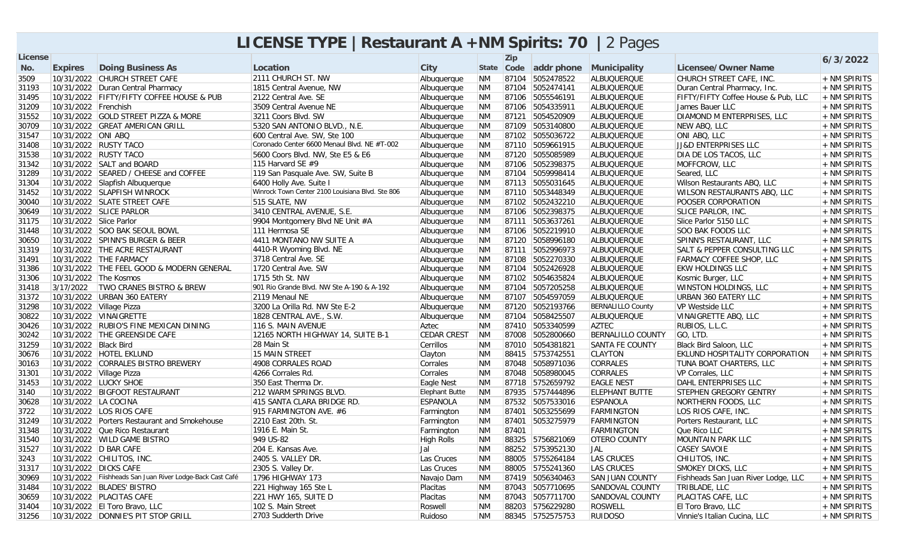# LICENSE TYPE | Restaurant A +NM Spirits: 70 | 2 Pages

| License No. | Expires | Doing Business As | Location | City | State | Zip Code | addr phone | Municipality | Licensee/Owner Name | 6/3/2022 |
|---|---|---|---|---|---|---|---|---|---|---|
| 3509 | 10/31/2022 | CHURCH STREET CAFE | 2111 CHURCH ST. NW | Albuquerque | NM | 87104 | 5052478522 | ALBUQUERQUE | CHURCH STREET CAFE, INC. | + NM SPIRITS |
| 31193 | 10/31/2022 | Duran Central Pharmacy | 1815 Central Avenue, NW | Albuquerque | NM | 87104 | 5052474141 | ALBUQUERQUE | Duran Central Pharmacy, Inc. | + NM SPIRITS |
| 31495 | 10/31/2022 | FIFTY/FIFTY COFFEE HOUSE & PUB | 2122 Central Ave. SE | Albuquerque | NM | 87106 | 5055546191 | ALBUQUERQUE | FIFTY/FIFTY Coffee House & Pub, LLC | + NM SPIRITS |
| 31209 | 10/31/2022 | Frenchish | 3509 Central Avenue NE | Albuquerque | NM | 87106 | 5054335911 | ALBUQUERQUE | James Bauer LLC | + NM SPIRITS |
| 31552 | 10/31/2022 | GOLD STREET PIZZA & MORE | 3211 Coors Blvd. SW | Albuquerque | NM | 87121 | 5054520909 | ALBUQUERQUE | DIAMOND M ENTERPRISES, LLC | + NM SPIRITS |
| 30709 | 10/31/2022 | GREAT AMERICAN GRILL | 5320 SAN ANTONIO BLVD., N.E. | Albuquerque | NM | 87109 | 5053140800 | ALBUQUERQUE | NEW ABQ, LLC | + NM SPIRITS |
| 31547 | 10/31/2022 | ONI ABQ | 600 Central Ave. SW, Ste 100 | Albuquerque | NM | 87102 | 5055036722 | ALBUQUERQUE | ONI ABQ, LLC | + NM SPIRITS |
| 31408 | 10/31/2022 | RUSTY TACO | Coronado Center 6600 Menaul Blvd. NE #T-002 | Albuquerque | NM | 87110 | 5059661915 | ALBUQUERQUE | JJ&D ENTERPRISES LLC | + NM SPIRITS |
| 31538 | 10/31/2022 | RUSTY TACO | 5600 Coors Blvd. NW, Ste E5 & E6 | Albuquerque | NM | 87120 | 5055085989 | ALBUQUERQUE | DIA DE LOS TACOS, LLC | + NM SPIRITS |
| 31342 | 10/31/2022 | SALT and BOARD | 115 Harvard SE #9 | Albuquerque | NM | 87106 | 5052398375 | ALBUQUERQUE | MOFFCROW, LLC | + NM SPIRITS |
| 31289 | 10/31/2022 | SEARED / CHEESE and COFFEE | 119 San Pasquale Ave. SW, Suite B | Albuquerque | NM | 87104 | 5059998414 | ALBUQUERQUE | Seared, LLC | + NM SPIRITS |
| 31304 | 10/31/2022 | Slapfish Albuquerque | 6400 Holly Ave. Suite I | Albuquerque | NM | 87113 | 5055031645 | ALBUQUERQUE | Wilson Restaurants ABQ, LLC | + NM SPIRITS |
| 31452 | 10/31/2022 | SLAPFISH WINROCK | Winrock Town Center 2100 Louisiana Blvd. Ste 806 | Albuquerque | NM | 87110 | 5053448349 | ALBUQUERQUE | WILSON RESTAURANTS ABQ, LLC | + NM SPIRITS |
| 30040 | 10/31/2022 | SLATE STREET CAFE | 515 SLATE, NW | Albuquerque | NM | 87102 | 5052432210 | ALBUQUERQUE | POOSER CORPORATION | + NM SPIRITS |
| 30649 | 10/31/2022 | SLICE PARLOR | 3410 CENTRAL AVENUE, S.E. | Albuquerque | NM | 87106 | 5052398375 | ALBUQUERQUE | SLICE PARLOR, INC. | + NM SPIRITS |
| 31175 | 10/31/2022 | Slice Parlor | 9904 Montgomery Blvd NE Unit #A | Albuquerque | NM | 87111 | 5053637261 | ALBUQUERQUE | Slice Parlor 5150 LLC | + NM SPIRITS |
| 31448 | 10/31/2022 | SOO BAK SEOUL BOWL | 111 Hermosa SE | Albuquerque | NM | 87106 | 5052219910 | ALBUQUERQUE | SOO BAK FOODS LLC | + NM SPIRITS |
| 30650 | 10/31/2022 | SPINN'S BURGER & BEER | 4411 MONTANO NW SUITE A | Albuquerque | NM | 87120 | 5058996180 | ALBUQUERQUE | SPINN'S RESTAURANT, LLC | + NM SPIRITS |
| 31319 | 10/31/2022 | THE ACRE RESTAURANT | 4410-R Wyoming Blvd. NE | Albuquerque | NM | 87111 | 5052996973 | ALBUQUERQUE | SALT & PEPPER CONSULTING LLC | + NM SPIRITS |
| 31491 | 10/31/2022 | THE FARMACY | 3718 Central Ave. SE | Albuquerque | NM | 87108 | 5052270330 | ALBUQUERQUE | FARMACY COFFEE SHOP, LLC | + NM SPIRITS |
| 31386 | 10/31/2022 | THE FEEL GOOD & MODERN GENERAL | 1720 Central Ave. SW | Albuquerque | NM | 87104 | 5052426928 | ALBUQUERQUE | EKW HOLDINGS LLC | + NM SPIRITS |
| 31306 | 10/31/2022 | The Kosmos | 1715 5th St. NW | Albuquerque | NM | 87102 | 5054635824 | ALBUQUERQUE | Kosmic Burger, LLC | + NM SPIRITS |
| 31418 | 3/17/2022 | TWO CRANES BISTRO & BREW | 901 Rio Grande Blvd. NW Ste A-190 & A-192 | Albuquerque | NM | 87104 | 5057205258 | ALBUQUERQUE | WINSTON HOLDINGS, LLC | + NM SPIRITS |
| 31372 | 10/31/2022 | URBAN 360 EATERY | 2119 Menaul NE | Albuquerque | NM | 87107 | 5054597059 | ALBUQUERQUE | URBAN 360 EATERY LLC | + NM SPIRITS |
| 31298 | 10/31/2022 | Village Pizza | 3200 La Orilla Rd. NW Ste E-2 | Albuquerque | NM | 87120 | 5052193766 | BERNALILLO County | VP Westside LLC | + NM SPIRITS |
| 30822 | 10/31/2022 | VINAIGRETTE | 1828 CENTRAL AVE., S.W. | Albuquerque | NM | 87104 | 5058425507 | ALBUQUERQUE | VINAIGRETTE ABQ, LLC | + NM SPIRITS |
| 30426 | 10/31/2022 | RUBIO'S FINE MEXICAN DINING | 116 S. MAIN AVENUE | Aztec | NM | 87410 | 5053340599 | AZTEC | RUBIOS, L.L.C. | + NM SPIRITS |
| 30242 | 10/31/2022 | THE GREENSIDE CAFE | 12165 NORTH HIGHWAY 14, SUITE B-1 | CEDAR CREST | NM | 87008 | 5052800660 | BERNALILLO COUNTY | GO, LTD. | + NM SPIRITS |
| 31259 | 10/31/2022 | Black Bird | 28 Main St | Cerrillos | NM | 87010 | 5054381821 | SANTA FE COUNTY | Black Bird Saloon, LLC | + NM SPIRITS |
| 30676 | 10/31/2022 | HOTEL EKLUND | 15 MAIN STREET | Clayton | NM | 88415 | 5753742551 | CLAYTON | EKLUND HOSPITALITY CORPORATION | + NM SPIRITS |
| 30163 | 10/31/2022 | CORRALES BISTRO BREWERY | 4908 CORRALES ROAD | Corrales | NM | 87048 | 5058971036 | CORRALES | TUNA BOAT CHARTERS, LLC | + NM SPIRITS |
| 31301 | 10/31/2022 | Village Pizza | 4266 Corrales Rd. | Corrales | NM | 87048 | 5058980045 | CORRALES | VP Corrales, LLC | + NM SPIRITS |
| 31453 | 10/31/2022 | LUCKY SHOE | 350 East Therma Dr. | Eagle Nest | NM | 87718 | 5752659792 | EAGLE NEST | DAHL ENTERPRISES LLC | + NM SPIRITS |
| 3140 | 10/31/2022 | BIGFOOT RESTAURANT | 212 WARM SPRINGS BLVD. | Elephant Butte | NM | 87935 | 5757444896 | ELEPHANT BUTTE | STEPHEN GREGORY GENTRY | + NM SPIRITS |
| 30628 | 10/31/2022 | LA COCINA | 415 SANTA CLARA BRIDGE RD. | ESPANOLA | NM | 87532 | 5057533016 | ESPANOLA | NORTHERN FOODS, LLC | + NM SPIRITS |
| 3722 | 10/31/2022 | LOS RIOS CAFE | 915 FARMINGTON AVE. #6 | Farmington | NM | 87401 | 5053255699 | FARMINGTON | LOS RIOS CAFE, INC. | + NM SPIRITS |
| 31249 | 10/31/2022 | Porters Restaurant and Smokehouse | 2210 East 20th. St. | Farmington | NM | 87401 | 5053275979 | FARMINGTON | Porters Restaurant, LLC | + NM SPIRITS |
| 31348 | 10/31/2022 | Que Rico Restaurant | 1916 E. Main St. | Farmington | NM | 87401 | | FARMINGTON | Que Rico LLC | + NM SPIRITS |
| 31540 | 10/31/2022 | WILD GAME BISTRO | 949 US-82 | High Rolls | NM | 88325 | 5756821069 | OTERO COUNTY | MOUNTAIN PARK LLC | + NM SPIRITS |
| 31527 | 10/31/2022 | D BAR CAFE | 204 E. Kansas Ave. | Jal | NM | 88252 | 5753952130 | JAL | CASEY SAVOIE | + NM SPIRITS |
| 3243 | 10/31/2022 | CHILITOS, INC. | 2405 S. VALLEY DR. | Las Cruces | NM | 88005 | 5755264184 | LAS CRUCES | CHILITOS, INC. | + NM SPIRITS |
| 31317 | 10/31/2022 | DICKS CAFE | 2305 S. Valley Dr. | Las Cruces | NM | 88005 | 5755241360 | LAS CRUCES | SMOKEY DICKS, LLC | + NM SPIRITS |
| 30969 | 10/31/2022 | Fiishheads San Juan River Lodge-Back Cast Café | 1796 HIGHWAY 173 | Navajo Dam | NM | 87419 | 5056340463 | SAN JUAN COUNTY | Fishheads San Juan River Lodge, LLC | + NM SPIRITS |
| 31484 | 10/31/2022 | BLADES' BISTRO | 221 Highway 165 Ste L | Placitas | NM | 87043 | 5057710695 | SANDOVAL COUNTY | TRIBLADE, LLC | + NM SPIRITS |
| 30659 | 10/31/2022 | PLACITAS CAFE | 221 HWY 165, SUITE D | Placitas | NM | 87043 | 5057711700 | SANDOVAL COUNTY | PLACITAS CAFE, LLC | + NM SPIRITS |
| 31404 | 10/31/2022 | El Toro Bravo, LLC | 102 S. Main Street | Roswell | NM | 88203 | 5756229280 | ROSWELL | El Toro Bravo, LLC | + NM SPIRITS |
| 31256 | 10/31/2022 | DONNIE'S PIT STOP GRILL | 2703 Sudderth Drive | Ruidoso | NM | 88345 | 5752575753 | RUIDOSO | Vinnie's Italian Cucina, LLC | + NM SPIRITS |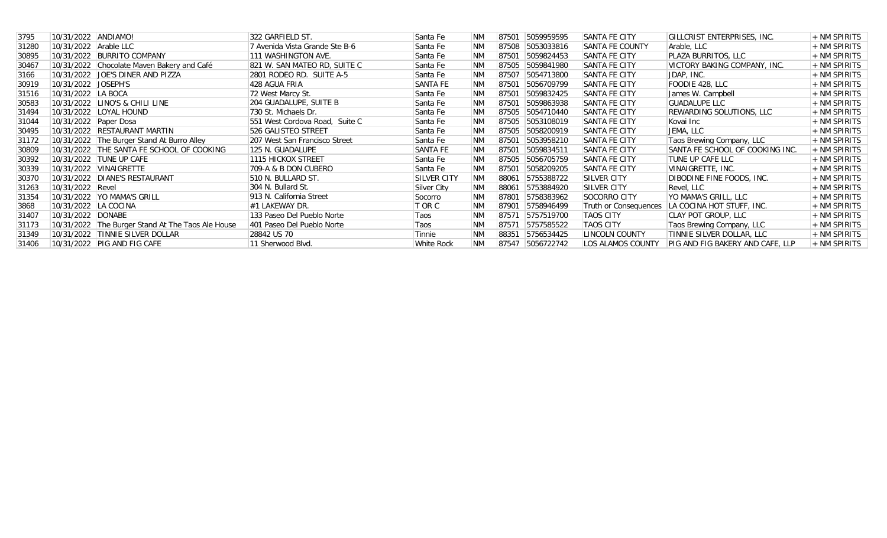| | | | | | | | | | | |
|---|---|---|---|---|---|---|---|---|---|---|
| 3795 | 10/31/2022 | ANDIAMO! | 322 GARFIELD ST. | Santa Fe | NM | 87501 | 5059959595 | SANTA FE CITY | GILLCRIST ENTERPRISES, INC. | + NM SPIRITS |
| 31280 | 10/31/2022 | Arable LLC | 7 Avenida Vista Grande Ste B-6 | Santa Fe | NM | 87508 | 5053033816 | SANTA FE COUNTY | Arable, LLC | + NM SPIRITS |
| 30895 | 10/31/2022 | BURRITO COMPANY | 111 WASHINGTON AVE. | Santa Fe | NM | 87501 | 5059824453 | SANTA FE CITY | PLAZA BURRITOS, LLC | + NM SPIRITS |
| 30467 | 10/31/2022 | Chocolate Maven Bakery and Café | 821 W. SAN MATEO RD, SUITE C | Santa Fe | NM | 87505 | 5059841980 | SANTA FE CITY | VICTORY BAKING COMPANY, INC. | + NM SPIRITS |
| 3166 | 10/31/2022 | JOE'S DINER AND PIZZA | 2801 RODEO RD. SUITE A-5 | Santa Fe | NM | 87507 | 5054713800 | SANTA FE CITY | JDAP, INC. | + NM SPIRITS |
| 30919 | 10/31/2022 | JOSEPH'S | 428 AGUA FRIA | SANTA FE | NM | 87501 | 5056709799 | SANTA FE CITY | FOODIE 428, LLC | + NM SPIRITS |
| 31516 | 10/31/2022 | LA BOCA | 72 West Marcy St. | Santa Fe | NM | 87501 | 5059832425 | SANTA FE CITY | James W. Campbell | + NM SPIRITS |
| 30583 | 10/31/2022 | LINO'S & CHILI LINE | 204 GUADALUPE, SUITE B | Santa Fe | NM | 87501 | 5059863938 | SANTA FE CITY | GUADALUPE LLC | + NM SPIRITS |
| 31494 | 10/31/2022 | LOYAL HOUND | 730 St. Michaels Dr. | Santa Fe | NM | 87505 | 5054710440 | SANTA FE CITY | REWARDING SOLUTIONS, LLC | + NM SPIRITS |
| 31044 | 10/31/2022 | Paper Dosa | 551 West Cordova Road, Suite C | Santa Fe | NM | 87505 | 5053108019 | SANTA FE CITY | Kovai Inc | + NM SPIRITS |
| 30495 | 10/31/2022 | RESTAURANT MARTIN | 526 GALISTEO STREET | Santa Fe | NM | 87505 | 5058200919 | SANTA FE CITY | JEMA, LLC | + NM SPIRITS |
| 31172 | 10/31/2022 | The Burger Stand At Burro Alley | 207 West San Francisco Street | Santa Fe | NM | 87501 | 5053958210 | SANTA FE CITY | Taos Brewing Company, LLC | + NM SPIRITS |
| 30809 | 10/31/2022 | THE SANTA FE SCHOOL OF COOKING | 125 N. GUADALUPE | SANTA FE | NM | 87501 | 5059834511 | SANTA FE CITY | SANTA FE SCHOOL OF COOKING INC. | + NM SPIRITS |
| 30392 | 10/31/2022 | TUNE UP CAFE | 1115 HICKOX STREET | Santa Fe | NM | 87505 | 5056705759 | SANTA FE CITY | TUNE UP CAFE LLC | + NM SPIRITS |
| 30339 | 10/31/2022 | VINAIGRETTE | 709-A & B DON CUBERO | Santa Fe | NM | 87501 | 5058209205 | SANTA FE CITY | VINAIGRETTE, INC. | + NM SPIRITS |
| 30370 | 10/31/2022 | DIANE'S RESTAURANT | 510 N. BULLARD ST. | SILVER CITY | NM | 88061 | 5755388722 | SILVER CITY | DIBODINE FINE FOODS, INC. | + NM SPIRITS |
| 31263 | 10/31/2022 | Revel | 304 N. Bullard St. | Silver City | NM | 88061 | 5753884920 | SILVER CITY | Revel, LLC | + NM SPIRITS |
| 31354 | 10/31/2022 | YO MAMA'S GRILL | 913 N. California Street | Socorro | NM | 87801 | 5758383962 | SOCORRO CITY | YO MAMA'S GRILL, LLC | + NM SPIRITS |
| 3868 | 10/31/2022 | LA COCINA | #1 LAKEWAY DR. | T OR C | NM | 87901 | 5758946499 | Truth or Consequences | LA COCINA HOT STUFF, INC. | + NM SPIRITS |
| 31407 | 10/31/2022 | DONABE | 133 Paseo Del Pueblo Norte | Taos | NM | 87571 | 5757519700 | TAOS CITY | CLAY POT GROUP, LLC | + NM SPIRITS |
| 31173 | 10/31/2022 | The Burger Stand At The Taos Ale House | 401 Paseo Del Pueblo Norte | Taos | NM | 87571 | 5757585522 | TAOS CITY | Taos Brewing Company, LLC | + NM SPIRITS |
| 31349 | 10/31/2022 | TINNIE SILVER DOLLAR | 28842 US 70 | Tinnie | NM | 88351 | 5756534425 | LINCOLN COUNTY | TINNIE SILVER DOLLAR, LLC | + NM SPIRITS |
| 31406 | 10/31/2022 | PIG AND FIG CAFE | 11 Sherwood Blvd. | White Rock | NM | 87547 | 5056722742 | LOS ALAMOS COUNTY | PIG AND FIG BAKERY AND CAFE, LLP | + NM SPIRITS |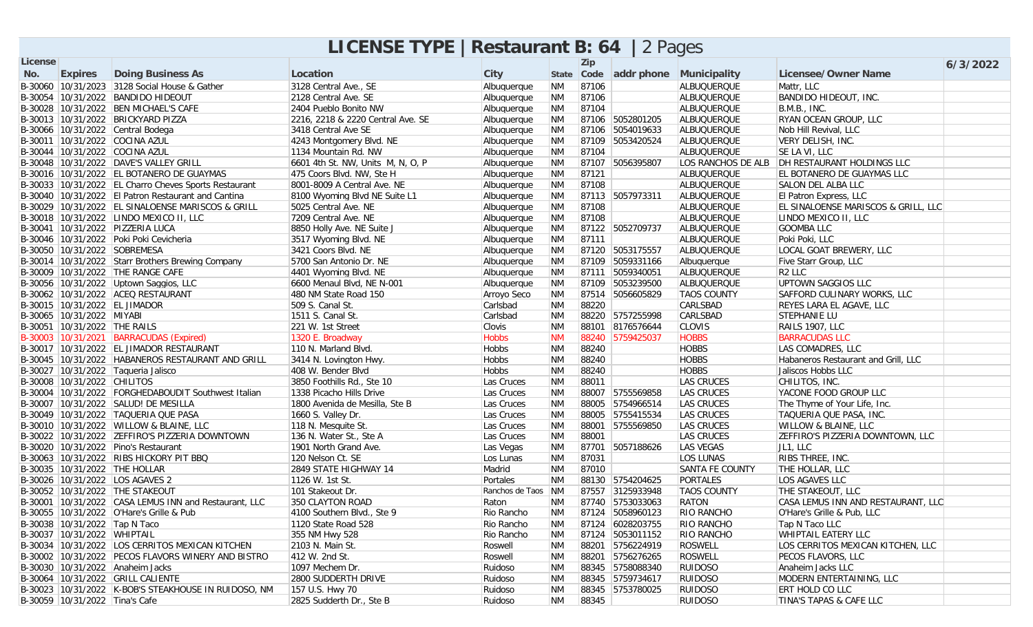# LICENSE TYPE | Restaurant B: 64 | 2 Pages

| License No. | Expires | Doing Business As | Location | City | State | Zip Code | addr phone | Municipality | Licensee/Owner Name | 6/3/2022 |
|---|---|---|---|---|---|---|---|---|---|---|
| B-30060 | 10/31/2023 | 3128 Social House & Gather | 3128 Central Ave., SE | Albuquerque | NM | 87106 | | ALBUQUERQUE | Mattr, LLC | |
| B-30054 | 10/31/2022 | BANDIDO HIDEOUT | 2128 Central Ave. SE | Albuquerque | NM | 87106 | | ALBUQUERQUE | BANDIDO HIDEOUT, INC. | |
| B-30028 | 10/31/2022 | BEN MICHAEL'S CAFE | 2404 Pueblo Bonito NW | Albuquerque | NM | 87104 | | ALBUQUERQUE | B.M.B., INC. | |
| B-30013 | 10/31/2022 | BRICKYARD PIZZA | 2216, 2218 & 2220 Central Ave. SE | Albuquerque | NM | 87106 | 5052801205 | ALBUQUERQUE | RYAN OCEAN GROUP, LLC | |
| B-30066 | 10/31/2022 | Central Bodega | 3418 Central Ave SE | Albuquerque | NM | 87106 | 5054019633 | ALBUQUERQUE | Nob Hill Revival, LLC | |
| B-30011 | 10/31/2022 | COCINA AZUL | 4243 Montgomery Blvd. NE | Albuquerque | NM | 87109 | 5053420524 | ALBUQUERQUE | VERY DELISH, INC. | |
| B-30044 | 10/31/2022 | COCINA AZUL | 1134 Mountain Rd. NW | Albuquerque | NM | 87104 | | ALBUQUERQUE | SE LA VI, LLC | |
| B-30048 | 10/31/2022 | DAVE'S VALLEY GRILL | 6601 4th St. NW, Units M, N, O, P | Albuquerque | NM | 87107 | 5056395807 | LOS RANCHOS DE ALB | DH RESTAURANT HOLDINGS LLC | |
| B-30016 | 10/31/2022 | EL BOTANERO DE GUAYMAS | 475 Coors Blvd. NW, Ste H | Albuquerque | NM | 87121 | | ALBUQUERQUE | EL BOTANERO DE GUAYMAS LLC | |
| B-30033 | 10/31/2022 | EL Charro Cheves Sports Restaurant | 8001-8009 A Central Ave. NE | Albuquerque | NM | 87108 | | ALBUQUERQUE | SALON DEL ALBA LLC | |
| B-30040 | 10/31/2022 | El Patron Restaurant and Cantina | 8100 Wyoming Blvd NE Suite L1 | Albuquerque | NM | 87113 | 5057973311 | ALBUQUERQUE | El Patron Express, LLC | |
| B-30029 | 10/31/2022 | EL SINALOENSE MARISCOS & GRILL | 5025 Central Ave. NE | Albuquerque | NM | 87108 | | ALBUQUERQUE | EL SINALOENSE MARISCOS & GRILL, LLC | |
| B-30018 | 10/31/2022 | LINDO MEXICO II, LLC | 7209 Central Ave. NE | Albuquerque | NM | 87108 | | ALBUQUERQUE | LINDO MEXICO II, LLC | |
| B-30041 | 10/31/2022 | PIZZERIA LUCA | 8850 Holly Ave. NE Suite J | Albuquerque | NM | 87122 | 5052709737 | ALBUQUERQUE | GOOMBA LLC | |
| B-30046 | 10/31/2022 | Poki Poki Cevicheria | 3517 Wyoming Blvd. NE | Albuquerque | NM | 87111 | | ALBUQUERQUE | Poki Poki, LLC | |
| B-30050 | 10/31/2022 | SOBREMESA | 3421 Coors Blvd. NE | Albuquerque | NM | 87120 | 5053175557 | ALBUQUERQUE | LOCAL GOAT BREWERY, LLC | |
| B-30014 | 10/31/2022 | Starr Brothers Brewing Company | 5700 San Antonio Dr. NE | Albuquerque | NM | 87109 | 5059331166 | Albuquerque | Five Starr Group, LLC | |
| B-30009 | 10/31/2022 | THE RANGE CAFE | 4401 Wyoming Blvd. NE | Albuquerque | NM | 87111 | 5059340051 | ALBUQUERQUE | R2 LLC | |
| B-30056 | 10/31/2022 | Uptown Saggios, LLC | 6600 Menaul Blvd, NE N-001 | Albuquerque | NM | 87109 | 5053239500 | ALBUQUERQUE | UPTOWN SAGGIOS LLC | |
| B-30062 | 10/31/2022 | ACEQ RESTAURANT | 480 NM State Road 150 | Arroyo Seco | NM | 87514 | 5056605829 | TAOS COUNTY | SAFFORD CULINARY WORKS, LLC | |
| B-30015 | 10/31/2022 | EL JIMADOR | 509 S. Canal St. | Carlsbad | NM | 88220 | | CARLSBAD | REYES LARA EL AGAVE, LLC | |
| B-30065 | 10/31/2022 | MIYABI | 1511 S. Canal St. | Carlsbad | NM | 88220 | 5757255998 | CARLSBAD | STEPHANIE LU | |
| B-30051 | 10/31/2022 | THE RAILS | 221 W. 1st Street | Clovis | NM | 88101 | 8176576644 | CLOVIS | RAILS 1907, LLC | |
| B-30003 | 10/31/2021 | BARRACUDAS (Expired) | 1320 E. Broadway | Hobbs | NM | 88240 | 5759425037 | HOBBS | BARRACUDAS LLC | |
| B-30017 | 10/31/2022 | EL JIMADOR RESTAURANT | 110 N. Marland Blvd. | Hobbs | NM | 88240 | | HOBBS | LAS COMADRES, LLC | |
| B-30045 | 10/31/2022 | HABANEROS RESTAURANT AND GRILL | 3414 N. Lovington Hwy. | Hobbs | NM | 88240 | | HOBBS | Habaneros Restaurant and Grill, LLC | |
| B-30027 | 10/31/2022 | Taqueria Jalisco | 408 W. Bender Blvd | Hobbs | NM | 88240 | | HOBBS | Jaliscos Hobbs LLC | |
| B-30008 | 10/31/2022 | CHILITOS | 3850 Foothills Rd., Ste 10 | Las Cruces | NM | 88011 | | LAS CRUCES | CHILITOS, INC. | |
| B-30004 | 10/31/2022 | FORGHEDABOUDIT Southwest Italian | 1338 Picacho Hills Drive | Las Cruces | NM | 88007 | 5755569858 | LAS CRUCES | YACONE FOOD GROUP LLC | |
| B-30007 | 10/31/2022 | SALUD! DE MESILLA | 1800 Avenida de Mesilla, Ste B | Las Cruces | NM | 88005 | 5754966514 | LAS CRUCES | The Thyme of Your Life, Inc. | |
| B-30049 | 10/31/2022 | TAQUERIA QUE PASA | 1660 S. Valley Dr. | Las Cruces | NM | 88005 | 5755415534 | LAS CRUCES | TAQUERIA QUE PASA, INC. | |
| B-30010 | 10/31/2022 | WILLOW & BLAINE, LLC | 118 N. Mesquite St. | Las Cruces | NM | 88001 | 5755569850 | LAS CRUCES | WILLOW & BLAINE, LLC | |
| B-30022 | 10/31/2022 | ZEFFIRO'S PIZZERIA DOWNTOWN | 136 N. Water St., Ste A | Las Cruces | NM | 88001 | | LAS CRUCES | ZEFFIRO'S PIZZERIA DOWNTOWN, LLC | |
| B-30020 | 10/31/2022 | Pino's Restaurant | 1901 North Grand Ave. | Las Vegas | NM | 87701 | 5057188626 | LAS VEGAS | JL1, LLC | |
| B-30063 | 10/31/2022 | RIBS HICKORY PIT BBQ | 120 Nelson Ct. SE | Los Lunas | NM | 87031 | | LOS LUNAS | RIBS THREE, INC. | |
| B-30035 | 10/31/2022 | THE HOLLAR | 2849 STATE HIGHWAY 14 | Madrid | NM | 87010 | | SANTA FE COUNTY | THE HOLLAR, LLC | |
| B-30026 | 10/31/2022 | LOS AGAVES 2 | 1126 W. 1st St. | Portales | NM | 88130 | 5754204625 | PORTALES | LOS AGAVES LLC | |
| B-30052 | 10/31/2022 | THE STAKEOUT | 101 Stakeout Dr. | Ranchos de Taos | NM | 87557 | 3125933948 | TAOS COUNTY | THE STAKEOUT, LLC | |
| B-30001 | 10/31/2022 | CASA LEMUS INN and Restaurant, LLC | 350 CLAYTON ROAD | Raton | NM | 87740 | 5753033063 | RATON | CASA LEMUS INN AND RESTAURANT, LLC | |
| B-30055 | 10/31/2022 | O'Hare's Grille & Pub | 4100 Southern Blvd., Ste 9 | Rio Rancho | NM | 87124 | 5058960123 | RIO RANCHO | O'Hare's Grille & Pub, LLC | |
| B-30038 | 10/31/2022 | Tap N Taco | 1120 State Road 528 | Rio Rancho | NM | 87124 | 6028203755 | RIO RANCHO | Tap N Taco LLC | |
| B-30037 | 10/31/2022 | WHIPTAIL | 355 NM Hwy 528 | Rio Rancho | NM | 87124 | 5053011152 | RIO RANCHO | WHIPTAIL EATERY LLC | |
| B-30034 | 10/31/2022 | LOS CERRITOS MEXICAN KITCHEN | 2103 N. Main St. | Roswell | NM | 88201 | 5756224919 | ROSWELL | LOS CERRITOS MEXICAN KITCHEN, LLC | |
| B-30002 | 10/31/2022 | PECOS FLAVORS WINERY AND BISTRO | 412 W. 2nd St. | Roswell | NM | 88201 | 5756276265 | ROSWELL | PECOS FLAVORS, LLC | |
| B-30030 | 10/31/2022 | Anaheim Jacks | 1097 Mechem Dr. | Ruidoso | NM | 88345 | 5758088340 | RUIDOSO | Anaheim Jacks LLC | |
| B-30064 | 10/31/2022 | GRILL CALIENTE | 2800 SUDDERTH DRIVE | Ruidoso | NM | 88345 | 5759734617 | RUIDOSO | MODERN ENTERTAINING, LLC | |
| B-30023 | 10/31/2022 | K-BOB'S STEAKHOUSE IN RUIDOSO, NM | 157 U.S. Hwy 70 | Ruidoso | NM | 88345 | 5753780025 | RUIDOSO | ERT HOLD CO LLC | |
| B-30059 | 10/31/2022 | Tina's Cafe | 2825 Sudderth Dr., Ste B | Ruidoso | NM | 88345 | | RUIDOSO | TINA'S TAPAS & CAFE LLC | |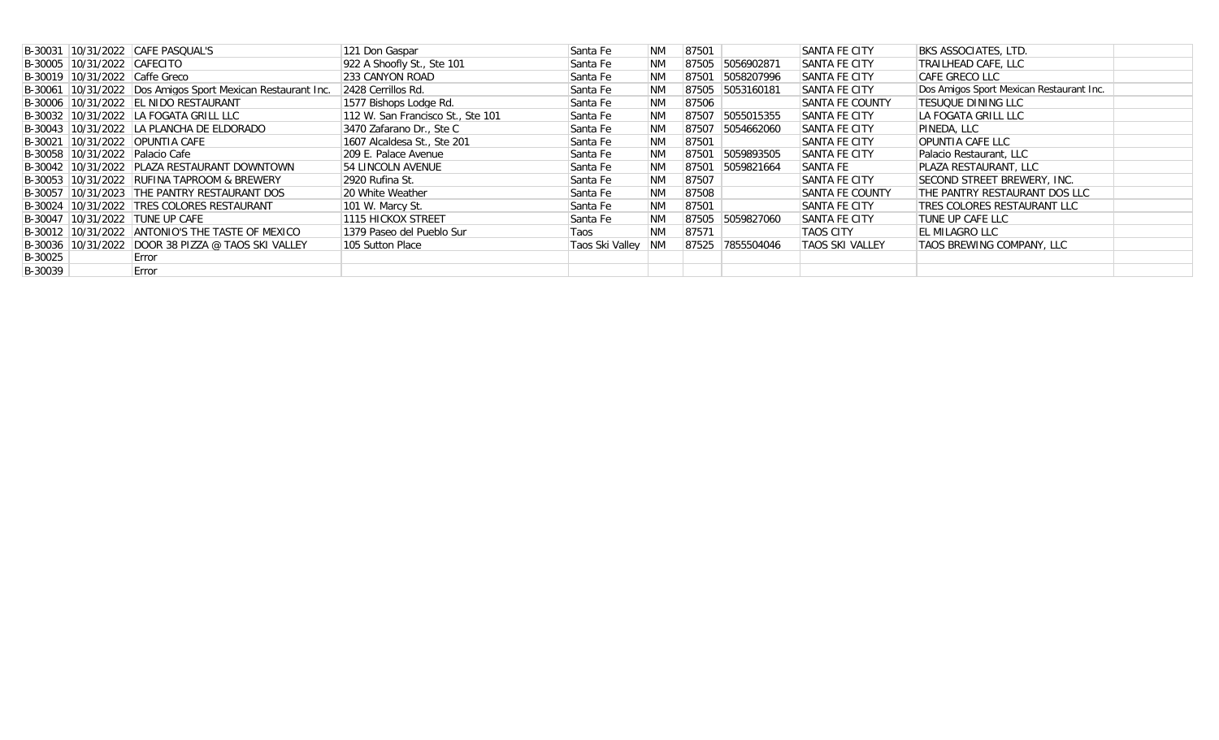| | | | | | | | | | | |
|---|---|---|---|---|---|---|---|---|---|---|
| B-30031 | 10/31/2022 | CAFE PASQUAL'S | 121 Don Gaspar | Santa Fe | NM | 87501 | | SANTA FE CITY | BKS ASSOCIATES, LTD. | |
| B-30005 | 10/31/2022 | CAFECITO | 922 A Shoofly St., Ste 101 | Santa Fe | NM | 87505 | 5056902871 | SANTA FE CITY | TRAILHEAD CAFE, LLC | |
| B-30019 | 10/31/2022 | Caffe Greco | 233 CANYON ROAD | Santa Fe | NM | 87501 | 5058207996 | SANTA FE CITY | CAFE GRECO LLC | |
| B-30061 | 10/31/2022 | Dos Amigos Sport Mexican Restaurant Inc. | 2428 Cerrillos Rd. | Santa Fe | NM | 87505 | 5053160181 | SANTA FE CITY | Dos Amigos Sport Mexican Restaurant Inc. | |
| B-30006 | 10/31/2022 | EL NIDO RESTAURANT | 1577 Bishops Lodge Rd. | Santa Fe | NM | 87506 | | SANTA FE COUNTY | TESUQUE DINING LLC | |
| B-30032 | 10/31/2022 | LA FOGATA GRILL LLC | 112 W. San Francisco St., Ste 101 | Santa Fe | NM | 87507 | 5055015355 | SANTA FE CITY | LA FOGATA GRILL LLC | |
| B-30043 | 10/31/2022 | LA PLANCHA DE ELDORADO | 3470 Zafarano Dr., Ste C | Santa Fe | NM | 87507 | 5054662060 | SANTA FE CITY | PINEDA, LLC | |
| B-30021 | 10/31/2022 | OPUNTIA CAFE | 1607 Alcaldesa St., Ste 201 | Santa Fe | NM | 87501 | | SANTA FE CITY | OPUNTIA CAFE LLC | |
| B-30058 | 10/31/2022 | Palacio Cafe | 209 E. Palace Avenue | Santa Fe | NM | 87501 | 5059893505 | SANTA FE CITY | Palacio Restaurant, LLC | |
| B-30042 | 10/31/2022 | PLAZA RESTAURANT DOWNTOWN | 54 LINCOLN AVENUE | Santa Fe | NM | 87501 | 5059821664 | SANTA FE | PLAZA RESTAURANT, LLC | |
| B-30053 | 10/31/2022 | RUFINA TAPROOM & BREWERY | 2920 Rufina St. | Santa Fe | NM | 87507 | | SANTA FE CITY | SECOND STREET BREWERY, INC. | |
| B-30057 | 10/31/2023 | THE PANTRY RESTAURANT DOS | 20 White Weather | Santa Fe | NM | 87508 | | SANTA FE COUNTY | THE PANTRY RESTAURANT DOS LLC | |
| B-30024 | 10/31/2022 | TRES COLORES RESTAURANT | 101 W. Marcy St. | Santa Fe | NM | 87501 | | SANTA FE CITY | TRES COLORES RESTAURANT LLC | |
| B-30047 | 10/31/2022 | TUNE UP CAFE | 1115 HICKOX STREET | Santa Fe | NM | 87505 | 5059827060 | SANTA FE CITY | TUNE UP CAFE LLC | |
| B-30012 | 10/31/2022 | ANTONIO'S THE TASTE OF MEXICO | 1379 Paseo del Pueblo Sur | Taos | NM | 87571 | | TAOS CITY | EL MILAGRO LLC | |
| B-30036 | 10/31/2022 | DOOR 38 PIZZA @ TAOS SKI VALLEY | 105 Sutton Place | Taos Ski Valley | NM | 87525 | 7855504046 | TAOS SKI VALLEY | TAOS BREWING COMPANY, LLC | |
| B-30025 | | Error | | | | | | | | |
| B-30039 | | Error | | | | | | | | |